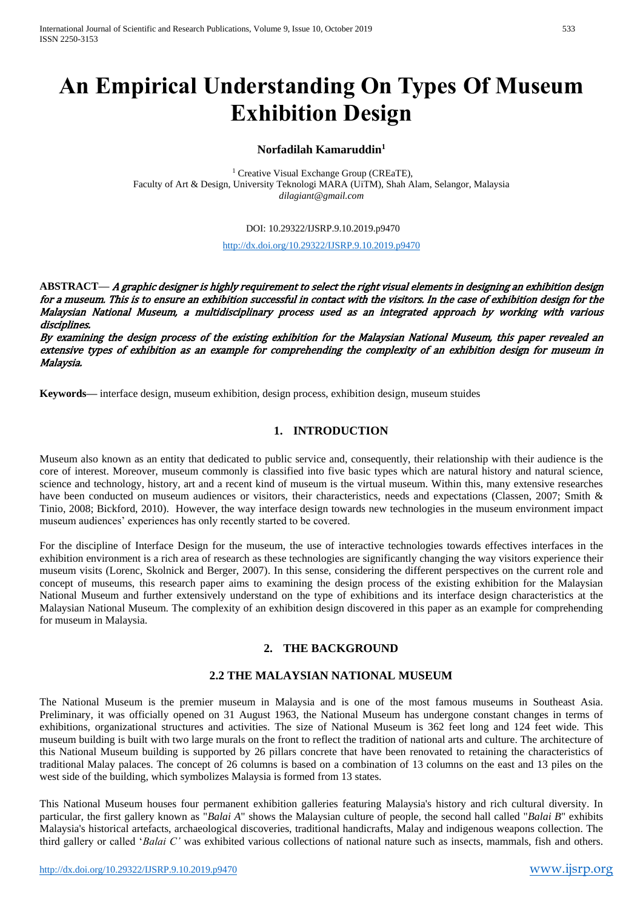# An Empirical Understanding On Types Of Museum Exhibition Design

**Norfadilah Kamaruddin[1]**

[1] Creative Visual Exchange Group (CREaTE),
Faculty of Art & Design, University Teknologi MARA (UiTM), Shah Alam, Selangor, Malaysia
*dilagiant@gmail.com*

DOI: 10.29322/IJSRP.9.10.2019.p9470

http://dx.doi.org/10.29322/IJSRP.9.10.2019.p9470

**ABSTRACT—** *A graphic designer is highly requirement to select the right visual elements in designing an exhibition design for a museum. This is to ensure an exhibition successful in contact with the visitors. In the case of exhibition design for the Malaysian National Museum, a multidisciplinary process used as an integrated approach by working with various disciplines.*

*By examining the design process of the existing exhibition for the Malaysian National Museum, this paper revealed an extensive types of exhibition as an example for comprehending the complexity of an exhibition design for museum in Malaysia.*

**Keywords—** interface design, museum exhibition, design process, exhibition design, museum stuides

## 1. INTRODUCTION

Museum also known as an entity that dedicated to public service and, consequently, their relationship with their audience is the core of interest. Moreover, museum commonly is classified into five basic types which are natural history and natural science, science and technology, history, art and a recent kind of museum is the virtual museum. Within this, many extensive researches have been conducted on museum audiences or visitors, their characteristics, needs and expectations (Classen, 2007; Smith & Tinio, 2008; Bickford, 2010). However, the way interface design towards new technologies in the museum environment impact museum audiences' experiences has only recently started to be covered.

For the discipline of Interface Design for the museum, the use of interactive technologies towards effectives interfaces in the exhibition environment is a rich area of research as these technologies are significantly changing the way visitors experience their museum visits (Lorenc, Skolnick and Berger, 2007). In this sense, considering the different perspectives on the current role and concept of museums, this research paper aims to examining the design process of the existing exhibition for the Malaysian National Museum and further extensively understand on the type of exhibitions and its interface design characteristics at the Malaysian National Museum. The complexity of an exhibition design discovered in this paper as an example for comprehending for museum in Malaysia.

## 2. THE BACKGROUND

### 2.2 THE MALAYSIAN NATIONAL MUSEUM

The National Museum is the premier museum in Malaysia and is one of the most famous museums in Southeast Asia. Preliminary, it was officially opened on 31 August 1963, the National Museum has undergone constant changes in terms of exhibitions, organizational structures and activities. The size of National Museum is 362 feet long and 124 feet wide. This museum building is built with two large murals on the front to reflect the tradition of national arts and culture. The architecture of this National Museum building is supported by 26 pillars concrete that have been renovated to retaining the characteristics of traditional Malay palaces. The concept of 26 columns is based on a combination of 13 columns on the east and 13 piles on the west side of the building, which symbolizes Malaysia is formed from 13 states.

This National Museum houses four permanent exhibition galleries featuring Malaysia's history and rich cultural diversity. In particular, the first gallery known as "*Balai A*" shows the Malaysian culture of people, the second hall called "*Balai B*" exhibits Malaysia's historical artefacts, archaeological discoveries, traditional handicrafts, Malay and indigenous weapons collection. The third gallery or called '*Balai C'* was exhibited various collections of national nature such as insects, mammals, fish and others.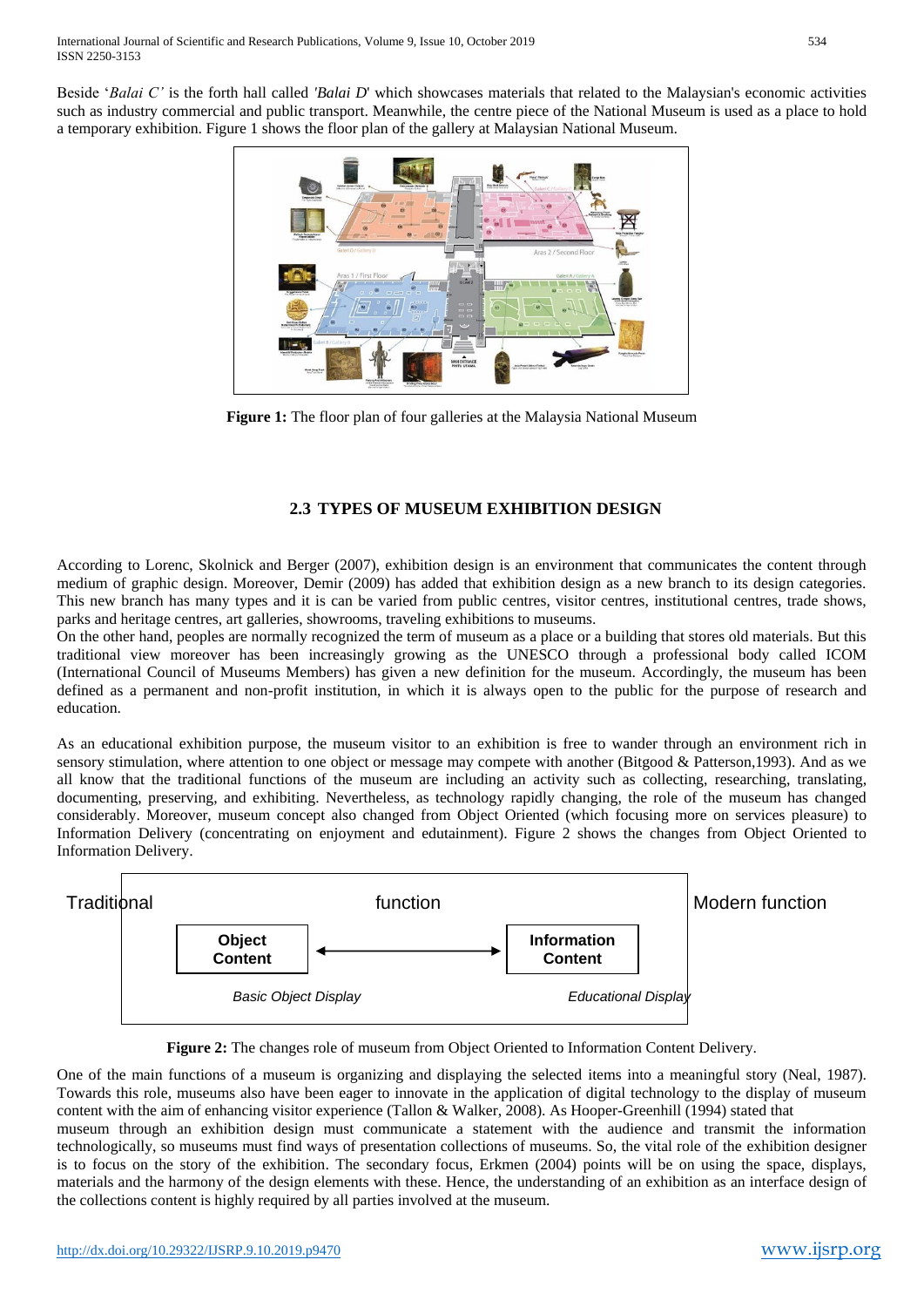Beside '*Balai C'* is the forth hall called *'Balai D*' which showcases materials that related to the Malaysian's economic activities such as industry commercial and public transport. Meanwhile, the centre piece of the National Museum is used as a place to hold a temporary exhibition. Figure 1 shows the floor plan of the gallery at Malaysian National Museum.

**Figure 1:** The floor plan of four galleries at the Malaysia National Museum

## 2.3 TYPES OF MUSEUM EXHIBITION DESIGN

According to Lorenc, Skolnick and Berger (2007), exhibition design is an environment that communicates the content through medium of graphic design. Moreover, Demir (2009) has added that exhibition design as a new branch to its design categories. This new branch has many types and it is can be varied from public centres, visitor centres, institutional centres, trade shows, parks and heritage centres, art galleries, showrooms, traveling exhibitions to museums.

On the other hand, peoples are normally recognized the term of museum as a place or a building that stores old materials. But this traditional view moreover has been increasingly growing as the UNESCO through a professional body called ICOM (International Council of Museums Members) has given a new definition for the museum. Accordingly, the museum has been defined as a permanent and non-profit institution, in which it is always open to the public for the purpose of research and education.

As an educational exhibition purpose, the museum visitor to an exhibition is free to wander through an environment rich in sensory stimulation, where attention to one object or message may compete with another (Bitgood & Patterson,1993). And as we all know that the traditional functions of the museum are including an activity such as collecting, researching, translating, documenting, preserving, and exhibiting. Nevertheless, as technology rapidly changing, the role of the museum has changed considerably. Moreover, museum concept also changed from Object Oriented (which focusing more on services pleasure) to Information Delivery (concentrating on enjoyment and edutainment). Figure 2 shows the changes from Object Oriented to Information Delivery.

Traditional function — Modern function

**Object Content** ⟷ **Information Content**

*Basic Object Display* — *Educational Display*

**Figure 2:** The changes role of museum from Object Oriented to Information Content Delivery.

One of the main functions of a museum is organizing and displaying the selected items into a meaningful story (Neal, 1987). Towards this role, museums also have been eager to innovate in the application of digital technology to the display of museum content with the aim of enhancing visitor experience (Tallon & Walker, 2008). As Hooper-Greenhill (1994) stated that museum through an exhibition design must communicate a statement with the audience and transmit the information technologically, so museums must find ways of presentation collections of museums. So, the vital role of the exhibition designer is to focus on the story of the exhibition. The secondary focus, Erkmen (2004) points will be on using the space, displays, materials and the harmony of the design elements with these. Hence, the understanding of an exhibition as an interface design of the collections content is highly required by all parties involved at the museum.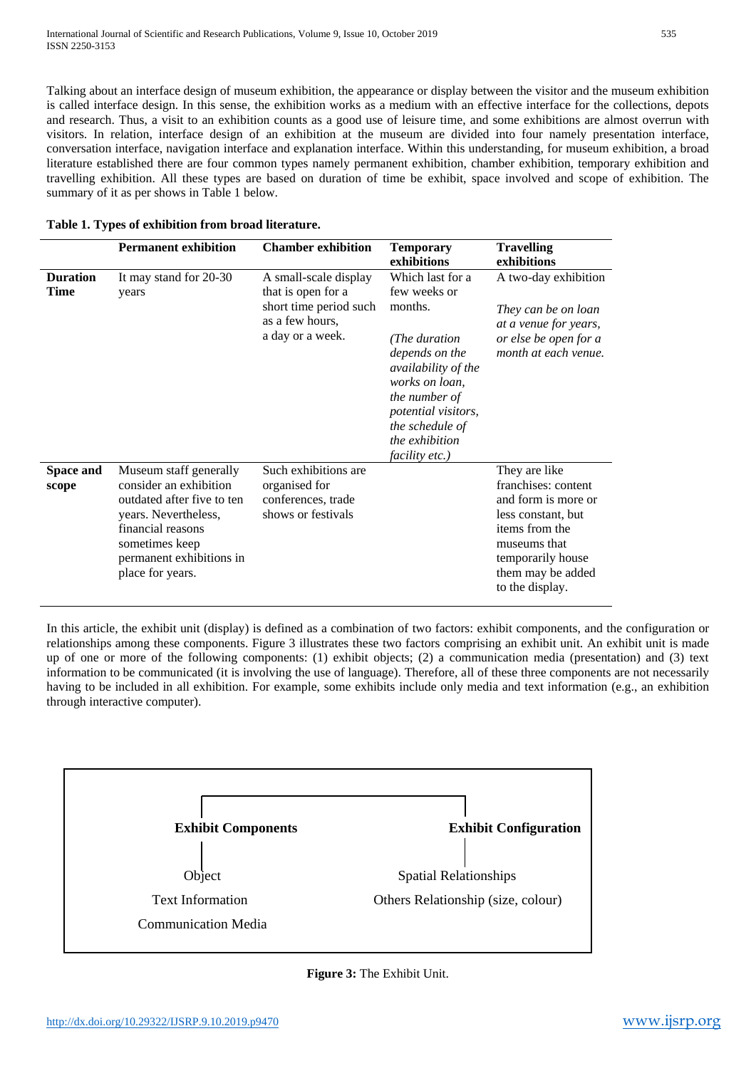Talking about an interface design of museum exhibition, the appearance or display between the visitor and the museum exhibition is called interface design. In this sense, the exhibition works as a medium with an effective interface for the collections, depots and research. Thus, a visit to an exhibition counts as a good use of leisure time, and some exhibitions are almost overrun with visitors. In relation, interface design of an exhibition at the museum are divided into four namely presentation interface, conversation interface, navigation interface and explanation interface. Within this understanding, for museum exhibition, a broad literature established there are four common types namely permanent exhibition, chamber exhibition, temporary exhibition and travelling exhibition. All these types are based on duration of time be exhibit, space involved and scope of exhibition. The summary of it as per shows in Table 1 below.

**Table 1. Types of exhibition from broad literature.**

| | Permanent exhibition | Chamber exhibition | Temporary exhibitions | Travelling exhibitions |
|---|---|---|---|---|
| **Duration Time** | It may stand for 20-30 years | A small-scale display that is open for a short time period such as a few hours, a day or a week. | Which last for a few weeks or months. *(The duration depends on the availability of the works on loan, the number of potential visitors, the schedule of the exhibition facility etc.)* | A two-day exhibition *They can be on loan at a venue for years, or else be open for a month at each venue.* |
| **Space and scope** | Museum staff generally consider an exhibition outdated after five to ten years. Nevertheless, financial reasons sometimes keep permanent exhibitions in place for years. | Such exhibitions are organised for conferences, trade shows or festivals | | They are like franchises: content and form is more or less constant, but items from the museums that temporarily house them may be added to the display. |

In this article, the exhibit unit (display) is defined as a combination of two factors: exhibit components, and the configuration or relationships among these components. Figure 3 illustrates these two factors comprising an exhibit unit. An exhibit unit is made up of one or more of the following components: (1) exhibit objects; (2) a communication media (presentation) and (3) text information to be communicated (it is involving the use of language). Therefore, all of these three components are not necessarily having to be included in all exhibition. For example, some exhibits include only media and text information (e.g., an exhibition through interactive computer).

**Exhibit Components**

- Object
- Text Information
- Communication Media

**Exhibit Configuration**

- Spatial Relationships
- Others Relationship (size, colour)

**Figure 3:** The Exhibit Unit.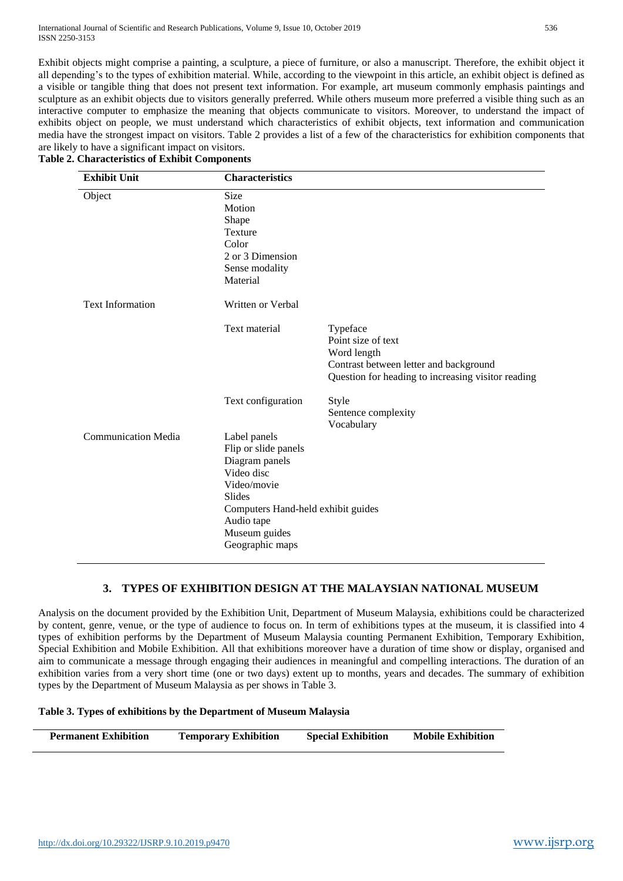Exhibit objects might comprise a painting, a sculpture, a piece of furniture, or also a manuscript. Therefore, the exhibit object it all depending's to the types of exhibition material. While, according to the viewpoint in this article, an exhibit object is defined as a visible or tangible thing that does not present text information. For example, art museum commonly emphasis paintings and sculpture as an exhibit objects due to visitors generally preferred. While others museum more preferred a visible thing such as an interactive computer to emphasize the meaning that objects communicate to visitors. Moreover, to understand the impact of exhibits object on people, we must understand which characteristics of exhibit objects, text information and communication media have the strongest impact on visitors. Table 2 provides a list of a few of the characteristics for exhibition components that are likely to have a significant impact on visitors.

**Table 2. Characteristics of Exhibit Components**

| Exhibit Unit | Characteristics | |
|---|---|---|
| Object | Size<br>Motion<br>Shape<br>Texture<br>Color<br>2 or 3 Dimension<br>Sense modality<br>Material | |
| Text Information | Written or Verbal | |
| | Text material | Typeface<br>Point size of text<br>Word length<br>Contrast between letter and background<br>Question for heading to increasing visitor reading |
| | Text configuration | Style<br>Sentence complexity<br>Vocabulary |
| Communication Media | Label panels<br>Flip or slide panels<br>Diagram panels<br>Video disc<br>Video/movie<br>Slides<br>Computers Hand-held exhibit guides<br>Audio tape<br>Museum guides<br>Geographic maps | |

## 3. TYPES OF EXHIBITION DESIGN AT THE MALAYSIAN NATIONAL MUSEUM

Analysis on the document provided by the Exhibition Unit, Department of Museum Malaysia, exhibitions could be characterized by content, genre, venue, or the type of audience to focus on. In term of exhibitions types at the museum, it is classified into 4 types of exhibition performs by the Department of Museum Malaysia counting Permanent Exhibition, Temporary Exhibition, Special Exhibition and Mobile Exhibition. All that exhibitions moreover have a duration of time show or display, organised and aim to communicate a message through engaging their audiences in meaningful and compelling interactions. The duration of an exhibition varies from a very short time (one or two days) extent up to months, years and decades. The summary of exhibition types by the Department of Museum Malaysia as per shows in Table 3.

**Table 3. Types of exhibitions by the Department of Museum Malaysia**

| Permanent Exhibition | Temporary Exhibition | Special Exhibition | Mobile Exhibition |
|---|---|---|---|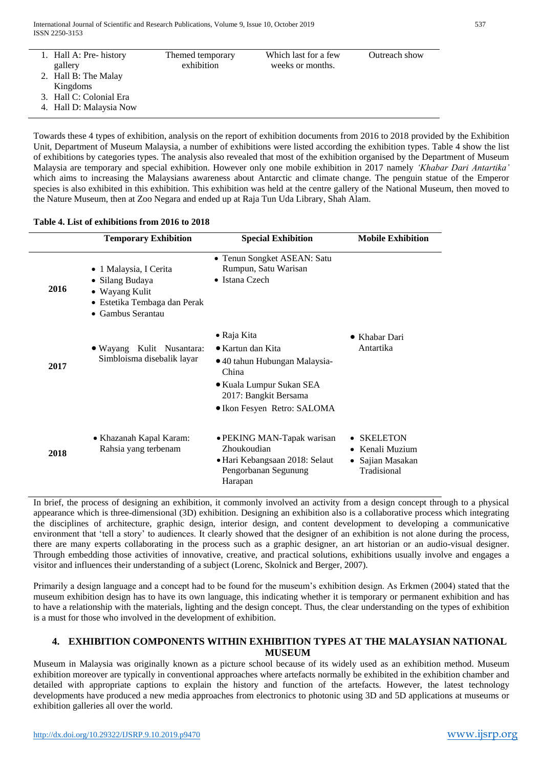| 1. Hall A: Pre- history gallery<br>2. Hall B: The Malay Kingdoms<br>3. Hall C: Colonial Era<br>4. Hall D: Malaysia Now | Themed temporary exhibition | Which last for a few weeks or months. | Outreach show |
|---|---|---|---|

Towards these 4 types of exhibition, analysis on the report of exhibition documents from 2016 to 2018 provided by the Exhibition Unit, Department of Museum Malaysia, a number of exhibitions were listed according the exhibition types. Table 4 show the list of exhibitions by categories types. The analysis also revealed that most of the exhibition organised by the Department of Museum Malaysia are temporary and special exhibition. However only one mobile exhibition in 2017 namely *'Khabar Dari Antartika'* which aims to increasing the Malaysians awareness about Antarctic and climate change. The penguin statue of the Emperor species is also exhibited in this exhibition. This exhibition was held at the centre gallery of the National Museum, then moved to the Nature Museum, then at Zoo Negara and ended up at Raja Tun Uda Library, Shah Alam.

**Table 4. List of exhibitions from 2016 to 2018**

| | **Temporary Exhibition** | **Special Exhibition** | **Mobile Exhibition** |
|---|---|---|---|
| **2016** | • 1 Malaysia, I Cerita<br>• Silang Budaya<br>• Wayang Kulit<br>• Estetika Tembaga dan Perak<br>• Gambus Serantau | • Tenun Songket ASEAN: Satu Rumpun, Satu Warisan<br>• Istana Czech | |
| **2017** | • Wayang Kulit Nusantara: Simbloisma disebalik layar | • Raja Kita<br>• Kartun dan Kita<br>• 40 tahun Hubungan Malaysia-China<br>• Kuala Lumpur Sukan SEA 2017: Bangkit Bersama<br>• Ikon Fesyen Retro: SALOMA | • Khabar Dari Antartika |
| **2018** | • Khazanah Kapal Karam: Rahsia yang terbenam | • PEKING MAN-Tapak warisan Zhoukoudian<br>• Hari Kebangsaan 2018: Selaut Pengorbanan Segunung Harapan | • SKELETON<br>• Kenali Muzium<br>• Sajian Masakan Tradisional |

In brief, the process of designing an exhibition, it commonly involved an activity from a design concept through to a physical appearance which is three-dimensional (3D) exhibition. Designing an exhibition also is a collaborative process which integrating the disciplines of architecture, graphic design, interior design, and content development to developing a communicative environment that 'tell a story' to audiences. It clearly showed that the designer of an exhibition is not alone during the process, there are many experts collaborating in the process such as a graphic designer, an art historian or an audio-visual designer. Through embedding those activities of innovative, creative, and practical solutions, exhibitions usually involve and engages a visitor and influences their understanding of a subject (Lorenc, Skolnick and Berger, 2007).

Primarily a design language and a concept had to be found for the museum's exhibition design. As Erkmen (2004) stated that the museum exhibition design has to have its own language, this indicating whether it is temporary or permanent exhibition and has to have a relationship with the materials, lighting and the design concept. Thus, the clear understanding on the types of exhibition is a must for those who involved in the development of exhibition.

## 4. EXHIBITION COMPONENTS WITHIN EXHIBITION TYPES AT THE MALAYSIAN NATIONAL MUSEUM

Museum in Malaysia was originally known as a picture school because of its widely used as an exhibition method. Museum exhibition moreover are typically in conventional approaches where artefacts normally be exhibited in the exhibition chamber and detailed with appropriate captions to explain the history and function of the artefacts. However, the latest technology developments have produced a new media approaches from electronics to photonic using 3D and 5D applications at museums or exhibition galleries all over the world.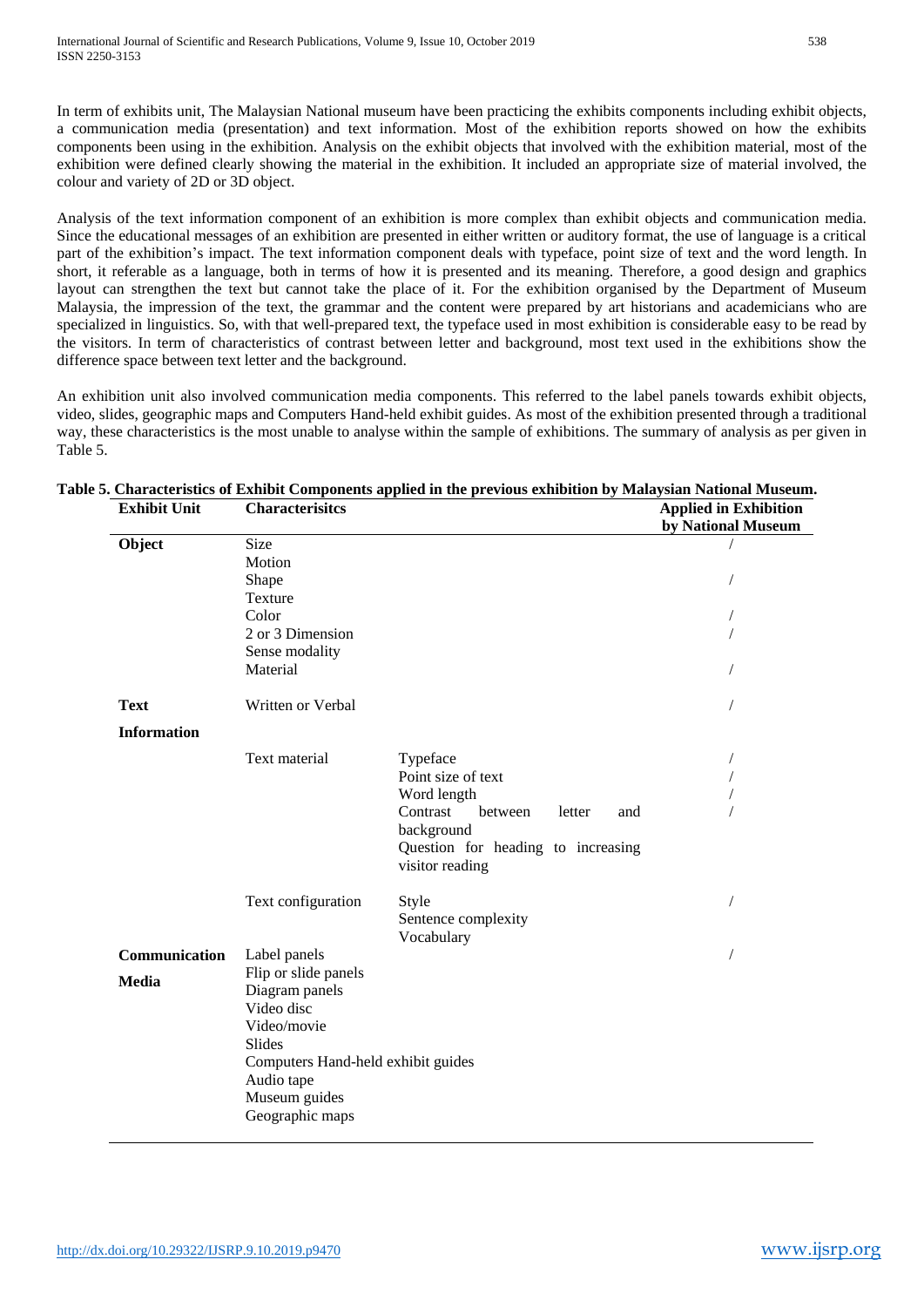In term of exhibits unit, The Malaysian National museum have been practicing the exhibits components including exhibit objects, a communication media (presentation) and text information. Most of the exhibition reports showed on how the exhibits components been using in the exhibition. Analysis on the exhibit objects that involved with the exhibition material, most of the exhibition were defined clearly showing the material in the exhibition. It included an appropriate size of material involved, the colour and variety of 2D or 3D object.

Analysis of the text information component of an exhibition is more complex than exhibit objects and communication media. Since the educational messages of an exhibition are presented in either written or auditory format, the use of language is a critical part of the exhibition's impact. The text information component deals with typeface, point size of text and the word length. In short, it referable as a language, both in terms of how it is presented and its meaning. Therefore, a good design and graphics layout can strengthen the text but cannot take the place of it. For the exhibition organised by the Department of Museum Malaysia, the impression of the text, the grammar and the content were prepared by art historians and academicians who are specialized in linguistics. So, with that well-prepared text, the typeface used in most exhibition is considerable easy to be read by the visitors. In term of characteristics of contrast between letter and background, most text used in the exhibitions show the difference space between text letter and the background.

An exhibition unit also involved communication media components. This referred to the label panels towards exhibit objects, video, slides, geographic maps and Computers Hand-held exhibit guides. As most of the exhibition presented through a traditional way, these characteristics is the most unable to analyse within the sample of exhibitions. The summary of analysis as per given in Table 5.

**Table 5. Characteristics of Exhibit Components applied in the previous exhibition by Malaysian National Museum.**

| Exhibit Unit | Characterisitcs | | Applied in Exhibition by National Museum |
|---|---|---|---|
| **Object** | Size | | / |
| | Motion | | |
| | Shape | | / |
| | Texture | | |
| | Color | | / |
| | 2 or 3 Dimension | | / |
| | Sense modality | | |
| | Material | | / |
| **Text Information** | Written or Verbal | | / |
| | Text material | Typeface | / |
| | | Point size of text | / |
| | | Word length | / |
| | | Contrast between letter and background | / |
| | | Question for heading to increasing visitor reading | |
| | Text configuration | Style | / |
| | | Sentence complexity | |
| | | Vocabulary | |
| **Communication Media** | Label panels | | / |
| | Flip or slide panels | | |
| | Diagram panels | | |
| | Video disc | | |
| | Video/movie | | |
| | Slides | | |
| | Computers Hand-held exhibit guides | | |
| | Audio tape | | |
| | Museum guides | | |
| | Geographic maps | | |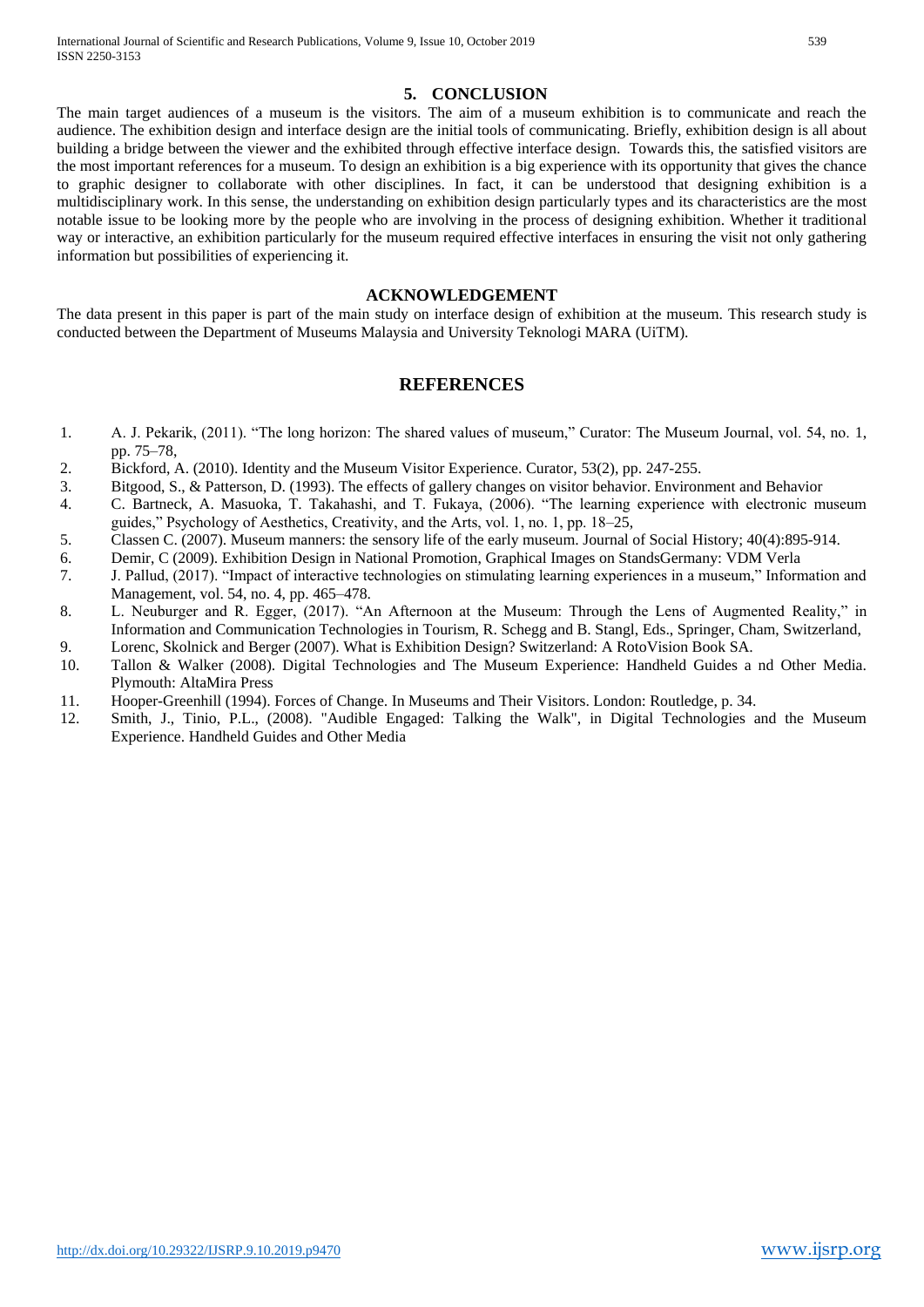## 5. CONCLUSION

The main target audiences of a museum is the visitors. The aim of a museum exhibition is to communicate and reach the audience. The exhibition design and interface design are the initial tools of communicating. Briefly, exhibition design is all about building a bridge between the viewer and the exhibited through effective interface design. Towards this, the satisfied visitors are the most important references for a museum. To design an exhibition is a big experience with its opportunity that gives the chance to graphic designer to collaborate with other disciplines. In fact, it can be understood that designing exhibition is a multidisciplinary work. In this sense, the understanding on exhibition design particularly types and its characteristics are the most notable issue to be looking more by the people who are involving in the process of designing exhibition. Whether it traditional way or interactive, an exhibition particularly for the museum required effective interfaces in ensuring the visit not only gathering information but possibilities of experiencing it.

## ACKNOWLEDGEMENT

The data present in this paper is part of the main study on interface design of exhibition at the museum. This research study is conducted between the Department of Museums Malaysia and University Teknologi MARA (UiTM).

## REFERENCES

1. A. J. Pekarik, (2011). "The long horizon: The shared values of museum," Curator: The Museum Journal, vol. 54, no. 1, pp. 75–78,
2. Bickford, A. (2010). Identity and the Museum Visitor Experience. Curator, 53(2), pp. 247-255.
3. Bitgood, S., & Patterson, D. (1993). The effects of gallery changes on visitor behavior. Environment and Behavior
4. C. Bartneck, A. Masuoka, T. Takahashi, and T. Fukaya, (2006). "The learning experience with electronic museum guides," Psychology of Aesthetics, Creativity, and the Arts, vol. 1, no. 1, pp. 18–25,
5. Classen C. (2007). Museum manners: the sensory life of the early museum. Journal of Social History; 40(4):895-914.
6. Demir, C (2009). Exhibition Design in National Promotion, Graphical Images on StandsGermany: VDM Verla
7. J. Pallud, (2017). "Impact of interactive technologies on stimulating learning experiences in a museum," Information and Management, vol. 54, no. 4, pp. 465–478.
8. L. Neuburger and R. Egger, (2017). "An Afternoon at the Museum: Through the Lens of Augmented Reality," in Information and Communication Technologies in Tourism, R. Schegg and B. Stangl, Eds., Springer, Cham, Switzerland,
9. Lorenc, Skolnick and Berger (2007). What is Exhibition Design? Switzerland: A RotoVision Book SA.
10. Tallon & Walker (2008). Digital Technologies and The Museum Experience: Handheld Guides a nd Other Media. Plymouth: AltaMira Press
11. Hooper-Greenhill (1994). Forces of Change. In Museums and Their Visitors. London: Routledge, p. 34.
12. Smith, J., Tinio, P.L., (2008). "Audible Engaged: Talking the Walk", in Digital Technologies and the Museum Experience. Handheld Guides and Other Media